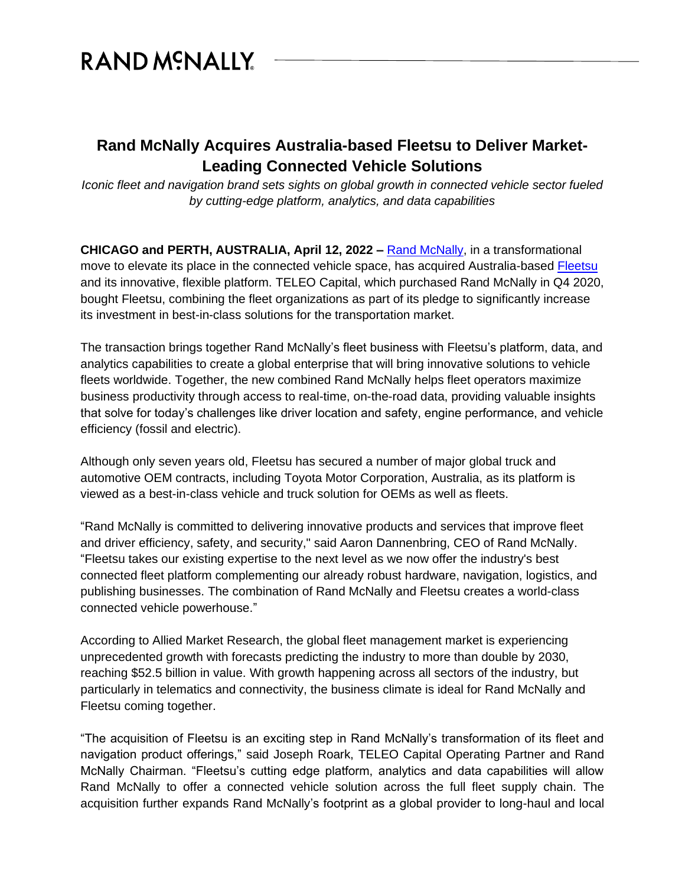# Rand McNally Acquires Australia-based Fleetsu to Deliver Market-Leading Connected Vehicle Solutions

*Iconic fleet and navigation brand sets sights on global growth in connected vehicle sector fueled by cutting-edge platform, analytics, and data capabilities*

**CHICAGO and PERTH, AUSTRALIA, April 12, 2022 –** Rand McNally, in a transformational move to elevate its place in the connected vehicle space, has acquired Australia-based Fleetsu and its innovative, flexible platform. TELEO Capital, which purchased Rand McNally in Q4 2020, bought Fleetsu, combining the fleet organizations as part of its pledge to significantly increase its investment in best-in-class solutions for the transportation market.

The transaction brings together Rand McNally's fleet business with Fleetsu's platform, data, and analytics capabilities to create a global enterprise that will bring innovative solutions to vehicle fleets worldwide. Together, the new combined Rand McNally helps fleet operators maximize business productivity through access to real-time, on-the-road data, providing valuable insights that solve for today's challenges like driver location and safety, engine performance, and vehicle efficiency (fossil and electric).

Although only seven years old, Fleetsu has secured a number of major global truck and automotive OEM contracts, including Toyota Motor Corporation, Australia, as its platform is viewed as a best-in-class vehicle and truck solution for OEMs as well as fleets.

"Rand McNally is committed to delivering innovative products and services that improve fleet and driver efficiency, safety, and security," said Aaron Dannenbring, CEO of Rand McNally. "Fleetsu takes our existing expertise to the next level as we now offer the industry's best connected fleet platform complementing our already robust hardware, navigation, logistics, and publishing businesses. The combination of Rand McNally and Fleetsu creates a world-class connected vehicle powerhouse."

According to Allied Market Research, the global fleet management market is experiencing unprecedented growth with forecasts predicting the industry to more than double by 2030, reaching $52.5 billion in value. With growth happening across all sectors of the industry, but particularly in telematics and connectivity, the business climate is ideal for Rand McNally and Fleetsu coming together.

"The acquisition of Fleetsu is an exciting step in Rand McNally's transformation of its fleet and navigation product offerings," said Joseph Roark, TELEO Capital Operating Partner and Rand McNally Chairman. "Fleetsu's cutting edge platform, analytics and data capabilities will allow Rand McNally to offer a connected vehicle solution across the full fleet supply chain. The acquisition further expands Rand McNally's footprint as a global provider to long-haul and local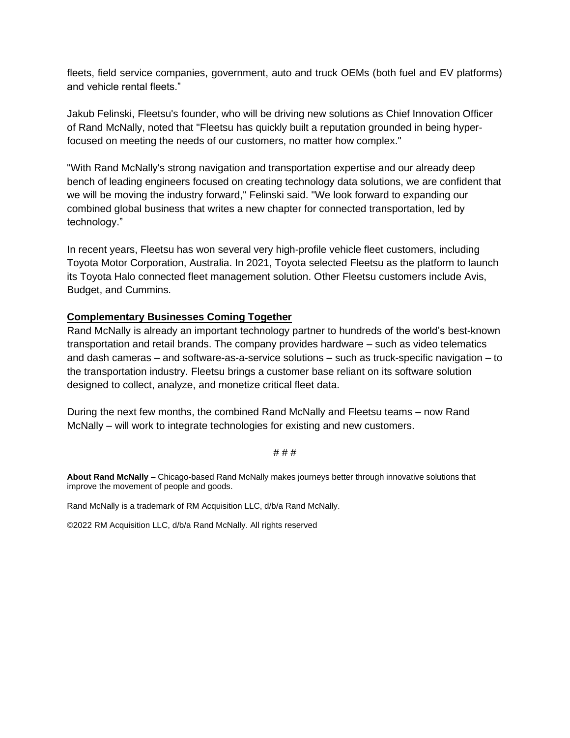fleets, field service companies, government, auto and truck OEMs (both fuel and EV platforms) and vehicle rental fleets."

Jakub Felinski, Fleetsu's founder, who will be driving new solutions as Chief Innovation Officer of Rand McNally, noted that "Fleetsu has quickly built a reputation grounded in being hyper-focused on meeting the needs of our customers, no matter how complex."

"With Rand McNally's strong navigation and transportation expertise and our already deep bench of leading engineers focused on creating technology data solutions, we are confident that we will be moving the industry forward," Felinski said. "We look forward to expanding our combined global business that writes a new chapter for connected transportation, led by technology."

In recent years, Fleetsu has won several very high-profile vehicle fleet customers, including Toyota Motor Corporation, Australia. In 2021, Toyota selected Fleetsu as the platform to launch its Toyota Halo connected fleet management solution. Other Fleetsu customers include Avis, Budget, and Cummins.

**Complementary Businesses Coming Together**

Rand McNally is already an important technology partner to hundreds of the world's best-known transportation and retail brands. The company provides hardware – such as video telematics and dash cameras – and software-as-a-service solutions – such as truck-specific navigation – to the transportation industry. Fleetsu brings a customer base reliant on its software solution designed to collect, analyze, and monetize critical fleet data.

During the next few months, the combined Rand McNally and Fleetsu teams – now Rand McNally – will work to integrate technologies for existing and new customers.

# # #

**About Rand McNally** – Chicago-based Rand McNally makes journeys better through innovative solutions that improve the movement of people and goods.

Rand McNally is a trademark of RM Acquisition LLC, d/b/a Rand McNally.

©2022 RM Acquisition LLC, d/b/a Rand McNally. All rights reserved